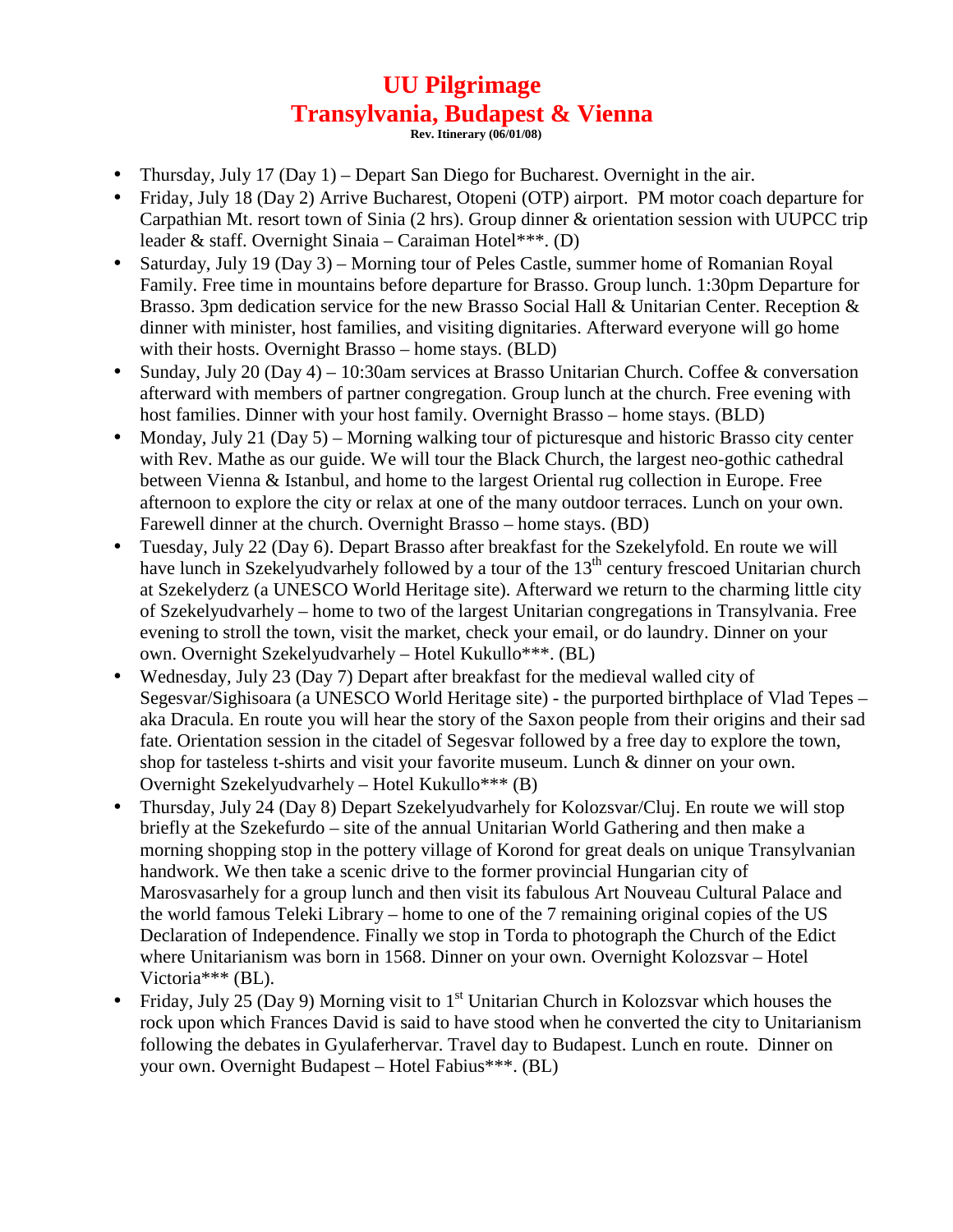# UU Pilgrimage
# Transylvania, Budapest & Vienna

**Rev. Itinerary (06/01/08)**

- Thursday, July 17 (Day 1) – Depart San Diego for Bucharest. Overnight in the air.
- Friday, July 18 (Day 2) Arrive Bucharest, Otopeni (OTP) airport. PM motor coach departure for Carpathian Mt. resort town of Sinia (2 hrs). Group dinner & orientation session with UUPCC trip leader & staff. Overnight Sinaia – Caraiman Hotel***. (D)
- Saturday, July 19 (Day 3) – Morning tour of Peles Castle, summer home of Romanian Royal Family. Free time in mountains before departure for Brasso. Group lunch. 1:30pm Departure for Brasso. 3pm dedication service for the new Brasso Social Hall & Unitarian Center. Reception & dinner with minister, host families, and visiting dignitaries. Afterward everyone will go home with their hosts. Overnight Brasso – home stays. (BLD)
- Sunday, July 20 (Day 4) – 10:30am services at Brasso Unitarian Church. Coffee & conversation afterward with members of partner congregation. Group lunch at the church. Free evening with host families. Dinner with your host family. Overnight Brasso – home stays. (BLD)
- Monday, July 21 (Day 5) – Morning walking tour of picturesque and historic Brasso city center with Rev. Mathe as our guide. We will tour the Black Church, the largest neo-gothic cathedral between Vienna & Istanbul, and home to the largest Oriental rug collection in Europe. Free afternoon to explore the city or relax at one of the many outdoor terraces. Lunch on your own. Farewell dinner at the church. Overnight Brasso – home stays. (BD)
- Tuesday, July 22 (Day 6). Depart Brasso after breakfast for the Szekelyfold. En route we will have lunch in Szekelyudvarhely followed by a tour of the 13th century frescoed Unitarian church at Szekelyderz (a UNESCO World Heritage site). Afterward we return to the charming little city of Szekelyudvarhely – home to two of the largest Unitarian congregations in Transylvania. Free evening to stroll the town, visit the market, check your email, or do laundry. Dinner on your own. Overnight Szekelyudvarhely – Hotel Kukullo***. (BL)
- Wednesday, July 23 (Day 7) Depart after breakfast for the medieval walled city of Segesvar/Sighisoara (a UNESCO World Heritage site) - the purported birthplace of Vlad Tepes – aka Dracula. En route you will hear the story of the Saxon people from their origins and their sad fate. Orientation session in the citadel of Segesvar followed by a free day to explore the town, shop for tasteless t-shirts and visit your favorite museum. Lunch & dinner on your own. Overnight Szekelyudvarhely – Hotel Kukullo*** (B)
- Thursday, July 24 (Day 8) Depart Szekelyudvarhely for Kolozsvar/Cluj. En route we will stop briefly at the Szekefurdo – site of the annual Unitarian World Gathering and then make a morning shopping stop in the pottery village of Korond for great deals on unique Transylvanian handwork. We then take a scenic drive to the former provincial Hungarian city of Marosvasarhely for a group lunch and then visit its fabulous Art Nouveau Cultural Palace and the world famous Teleki Library – home to one of the 7 remaining original copies of the US Declaration of Independence. Finally we stop in Torda to photograph the Church of the Edict where Unitarianism was born in 1568. Dinner on your own. Overnight Kolozsvar – Hotel Victoria*** (BL).
- Friday, July 25 (Day 9) Morning visit to 1st Unitarian Church in Kolozsvar which houses the rock upon which Frances David is said to have stood when he converted the city to Unitarianism following the debates in Gyulaferhervar. Travel day to Budapest. Lunch en route. Dinner on your own. Overnight Budapest – Hotel Fabius***. (BL)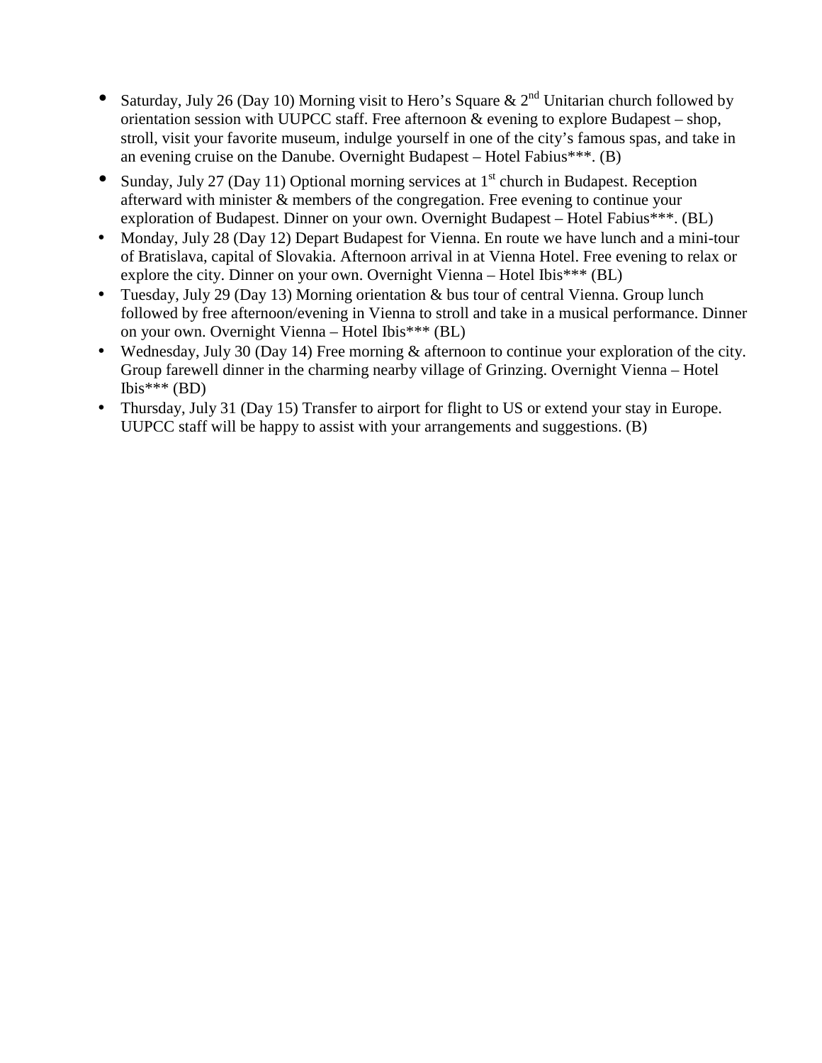- Saturday, July 26 (Day 10) Morning visit to Hero's Square & 2nd Unitarian church followed by orientation session with UUPCC staff. Free afternoon & evening to explore Budapest – shop, stroll, visit your favorite museum, indulge yourself in one of the city's famous spas, and take in an evening cruise on the Danube. Overnight Budapest – Hotel Fabius***. (B)
- Sunday, July 27 (Day 11) Optional morning services at 1st church in Budapest. Reception afterward with minister & members of the congregation. Free evening to continue your exploration of Budapest. Dinner on your own. Overnight Budapest – Hotel Fabius***. (BL)
- Monday, July 28 (Day 12) Depart Budapest for Vienna. En route we have lunch and a mini-tour of Bratislava, capital of Slovakia. Afternoon arrival in at Vienna Hotel. Free evening to relax or explore the city. Dinner on your own. Overnight Vienna – Hotel Ibis*** (BL)
- Tuesday, July 29 (Day 13) Morning orientation & bus tour of central Vienna. Group lunch followed by free afternoon/evening in Vienna to stroll and take in a musical performance. Dinner on your own. Overnight Vienna – Hotel Ibis*** (BL)
- Wednesday, July 30 (Day 14) Free morning & afternoon to continue your exploration of the city. Group farewell dinner in the charming nearby village of Grinzing. Overnight Vienna – Hotel Ibis*** (BD)
- Thursday, July 31 (Day 15) Transfer to airport for flight to US or extend your stay in Europe. UUPCC staff will be happy to assist with your arrangements and suggestions. (B)